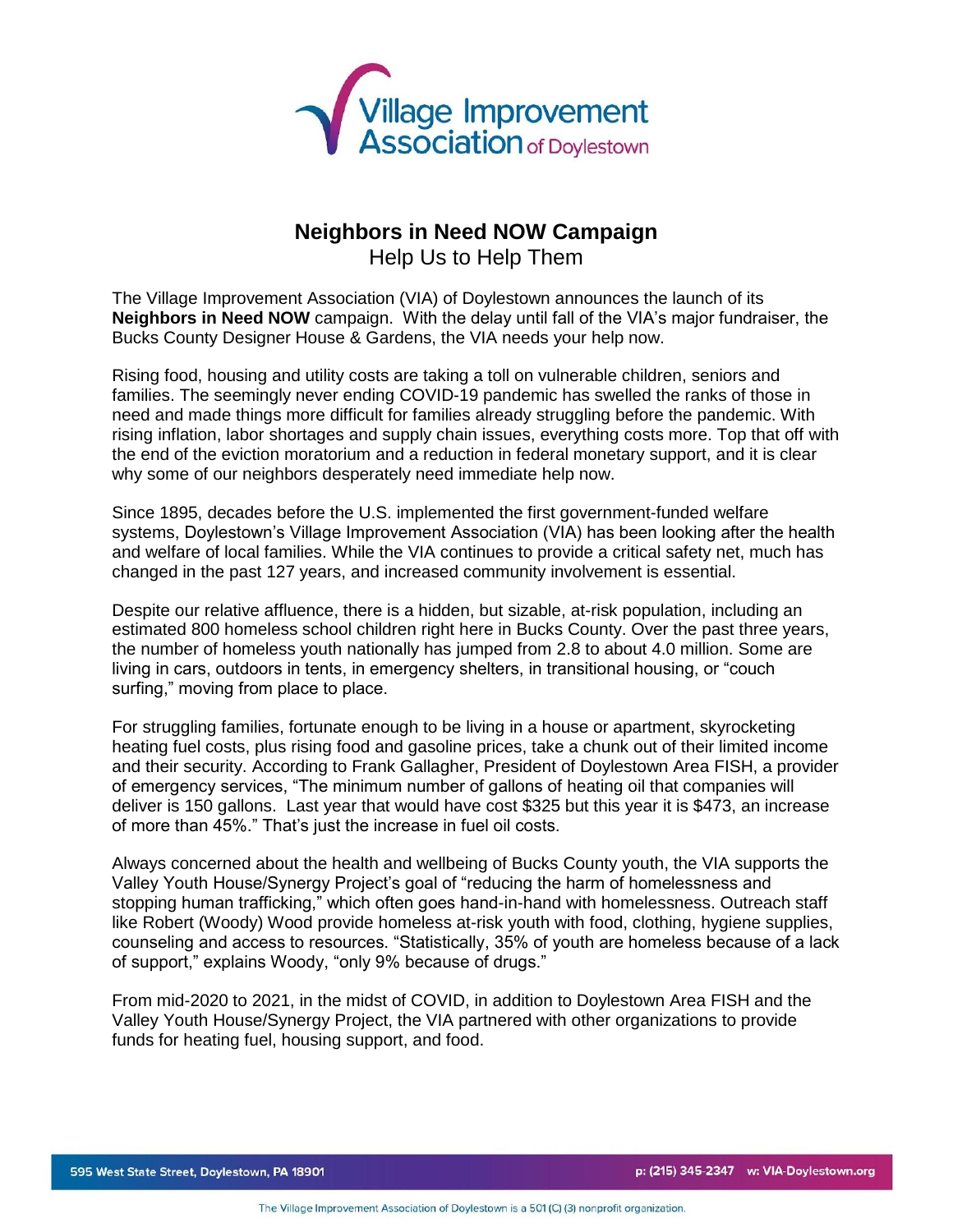Village Improvement Association of Doylestown

## Neighbors in Need NOW Campaign

Help Us to Help Them

The Village Improvement Association (VIA) of Doylestown announces the launch of its **Neighbors in Need NOW** campaign. With the delay until fall of the VIA's major fundraiser, the Bucks County Designer House & Gardens, the VIA needs your help now.

Rising food, housing and utility costs are taking a toll on vulnerable children, seniors and families. The seemingly never ending COVID-19 pandemic has swelled the ranks of those in need and made things more difficult for families already struggling before the pandemic. With rising inflation, labor shortages and supply chain issues, everything costs more. Top that off with the end of the eviction moratorium and a reduction in federal monetary support, and it is clear why some of our neighbors desperately need immediate help now.

Since 1895, decades before the U.S. implemented the first government-funded welfare systems, Doylestown's Village Improvement Association (VIA) has been looking after the health and welfare of local families. While the VIA continues to provide a critical safety net, much has changed in the past 127 years, and increased community involvement is essential.

Despite our relative affluence, there is a hidden, but sizable, at-risk population, including an estimated 800 homeless school children right here in Bucks County. Over the past three years, the number of homeless youth nationally has jumped from 2.8 to about 4.0 million. Some are living in cars, outdoors in tents, in emergency shelters, in transitional housing, or "couch surfing," moving from place to place.

For struggling families, fortunate enough to be living in a house or apartment, skyrocketing heating fuel costs, plus rising food and gasoline prices, take a chunk out of their limited income and their security. According to Frank Gallagher, President of Doylestown Area FISH, a provider of emergency services, "The minimum number of gallons of heating oil that companies will deliver is 150 gallons. Last year that would have cost $325 but this year it is $473, an increase of more than 45%." That's just the increase in fuel oil costs.

Always concerned about the health and wellbeing of Bucks County youth, the VIA supports the Valley Youth House/Synergy Project's goal of "reducing the harm of homelessness and stopping human trafficking," which often goes hand-in-hand with homelessness. Outreach staff like Robert (Woody) Wood provide homeless at-risk youth with food, clothing, hygiene supplies, counseling and access to resources. "Statistically, 35% of youth are homeless because of a lack of support," explains Woody, "only 9% because of drugs."

From mid-2020 to 2021, in the midst of COVID, in addition to Doylestown Area FISH and the Valley Youth House/Synergy Project, the VIA partnered with other organizations to provide funds for heating fuel, housing support, and food.

595 West State Street, Doylestown, PA 18901 p: (215) 345-2347 w: VIA-Doylestown.org

The Village Improvement Association of Doylestown is a 501 (C) (3) nonprofit organization.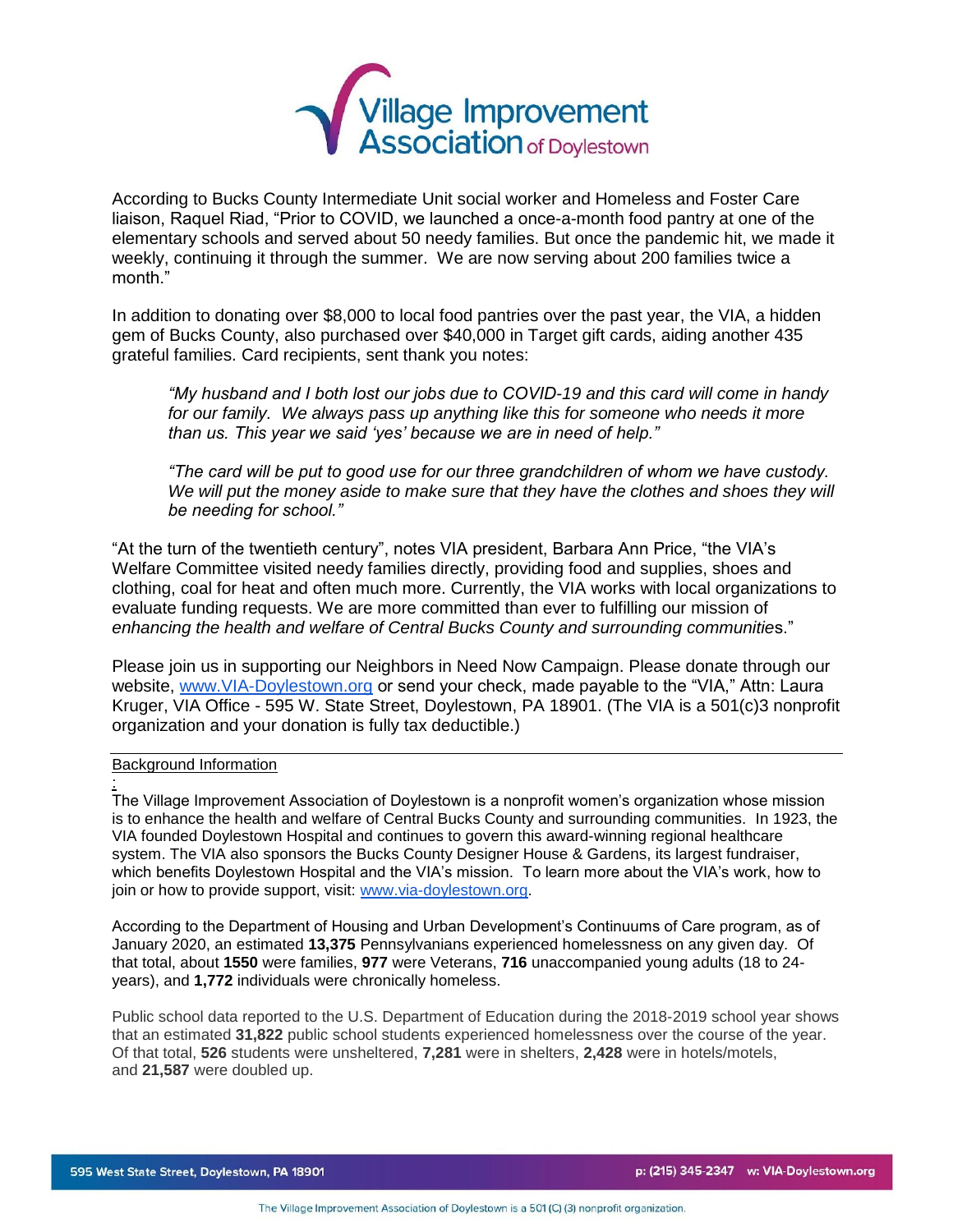According to Bucks County Intermediate Unit social worker and Homeless and Foster Care liaison, Raquel Riad, "Prior to COVID, we launched a once-a-month food pantry at one of the elementary schools and served about 50 needy families. But once the pandemic hit, we made it weekly, continuing it through the summer. We are now serving about 200 families twice a month."

In addition to donating over $8,000 to local food pantries over the past year, the VIA, a hidden gem of Bucks County, also purchased over $40,000 in Target gift cards, aiding another 435 grateful families. Card recipients, sent thank you notes:

> *"My husband and I both lost our jobs due to COVID-19 and this card will come in handy for our family. We always pass up anything like this for someone who needs it more than us. This year we said 'yes' because we are in need of help."*
>
> *"The card will be put to good use for our three grandchildren of whom we have custody. We will put the money aside to make sure that they have the clothes and shoes they will be needing for school."*

"At the turn of the twentieth century", notes VIA president, Barbara Ann Price, "the VIA's Welfare Committee visited needy families directly, providing food and supplies, shoes and clothing, coal for heat and often much more. Currently, the VIA works with local organizations to evaluate funding requests. We are more committed than ever to fulfilling our mission of *enhancing the health and welfare of Central Bucks County and surrounding communitie*s."

Please join us in supporting our Neighbors in Need Now Campaign. Please donate through our website, www.VIA-Doylestown.org or send your check, made payable to the "VIA," Attn: Laura Kruger, VIA Office - 595 W. State Street, Doylestown, PA 18901. (The VIA is a 501(c)3 nonprofit organization and your donation is fully tax deductible.)

---

Background Information:

The Village Improvement Association of Doylestown is a nonprofit women's organization whose mission is to enhance the health and welfare of Central Bucks County and surrounding communities. In 1923, the VIA founded Doylestown Hospital and continues to govern this award-winning regional healthcare system. The VIA also sponsors the Bucks County Designer House & Gardens, its largest fundraiser, which benefits Doylestown Hospital and the VIA's mission. To learn more about the VIA's work, how to join or how to provide support, visit: www.via-doylestown.org.

According to the Department of Housing and Urban Development's Continuums of Care program, as of January 2020, an estimated **13,375** Pennsylvanians experienced homelessness on any given day. Of that total, about **1550** were families, **977** were Veterans, **716** unaccompanied young adults (18 to 24-years), and **1,772** individuals were chronically homeless.

Public school data reported to the U.S. Department of Education during the 2018-2019 school year shows that an estimated **31,822** public school students experienced homelessness over the course of the year. Of that total, **526** students were unsheltered, **7,281** were in shelters, **2,428** were in hotels/motels, and **21,587** were doubled up.